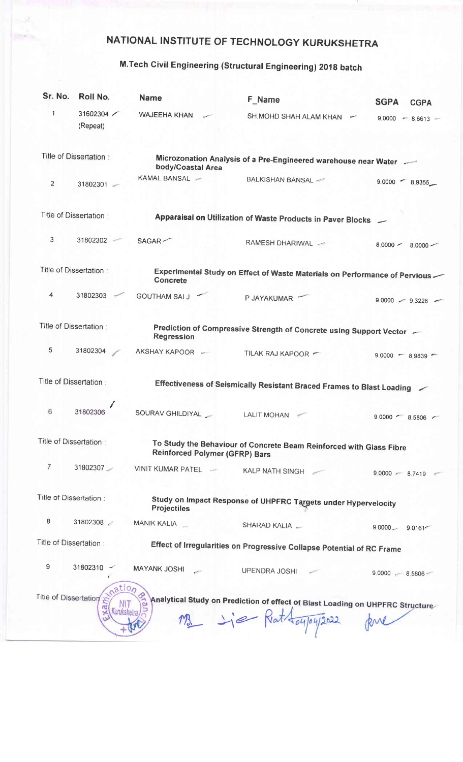# NATIONAL INSTITUTE OF TECHNOLOGY KURUKSHETRA

## M.Tech Civil Engineering (Structural Engineering) 2018 batch

| Sr. No. | Roll No. | Name | F_Name | SGPA | CGPA |
|---|---|---|---|---|---|
| 1 | 31602304 (Repeat) | WAJEEHA KHAN | SH.MOHD SHAH ALAM KHAN | 9.0000 | 8.6613 |
| | Title of Dissertation : | Microzonation Analysis of a Pre-Engineered warehouse near Water body/Coastal Area | | | |
| 2 | 31802301 | KAMAL BANSAL | BALKISHAN BANSAL | 9.0000 | 8.9355 |
| | Title of Dissertation : | Apparaisal on Utilization of Waste Products in Paver Blocks | | | |
| 3 | 31802302 | SAGAR | RAMESH DHARIWAL | 8.0000 | 8.0000 |
| | Title of Dissertation : | Experimental Study on Effect of Waste Materials on Performance of Pervious Concrete | | | |
| 4 | 31802303 | GOUTHAM SAI J | P JAYAKUMAR | 9.0000 | 9.3226 |
| | Title of Dissertation : | Prediction of Compressive Strength of Concrete using Support Vector Regression | | | |
| 5 | 31802304 | AKSHAY KAPOOR | TILAK RAJ KAPOOR | 9.0000 | 8.9839 |
| | Title of Dissertation : | Effectiveness of Seismically Resistant Braced Frames to Blast Loading | | | |
| 6 | 31802306 | SOURAV GHILDIYAL | LALIT MOHAN | 9.0000 | 8.5806 |
| | Title of Dissertation : | To Study the Behaviour of Concrete Beam Reinforced with Glass Fibre Reinforced Polymer (GFRP) Bars | | | |
| 7 | 31802307 | VINIT KUMAR PATEL | KALP NATH SINGH | 9.0000 | 8.7419 |
| | Title of Dissertation : | Study on Impact Response of UHPFRC Targets under Hypervelocity Projectiles | | | |
| 8 | 31802308 | MANIK KALIA | SHARAD KALIA | 9.0000 | 9.0161 |
| | Title of Dissertation : | Effect of Irregularities on Progressive Collapse Potential of RC Frame | | | |
| 9 | 31802310 | MAYANK JOSHI | UPENDRA JOSHI | 9.0000 | 8.5806 |
| | Title of Dissertation : | Analytical Study on Prediction of effect of Blast Loading on UHPFRC Structure | | | |

Examination Branch, NIT Kurukshetra

04/04/2022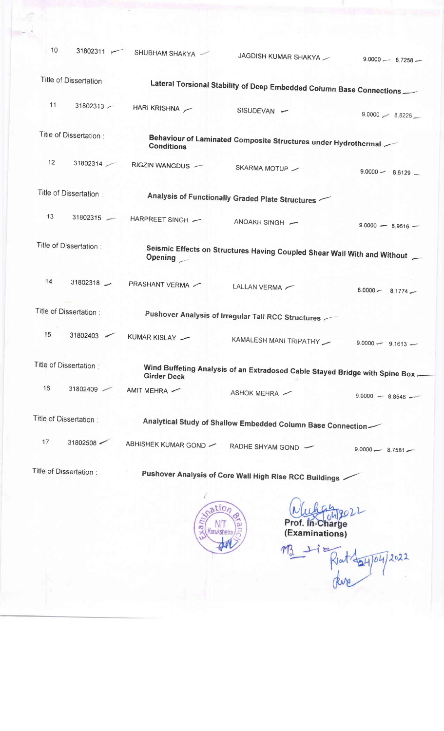| | | | | | |
|---|---|---|---|---|---|
| 10 | 31802311 | SHUBHAM SHAKYA | JAGDISH KUMAR SHAKYA | 9.0000 | 8.7258 |
| Title of Dissertation : | Lateral Torsional Stability of Deep Embedded Column Base Connections | | | | |
| 11 | 31802313 | HARI KRISHNA | SISUDEVAN | 9.0000 | 8.8226 |
| Title of Dissertation : | Behaviour of Laminated Composite Structures under Hydrothermal Conditions | | | | |
| 12 | 31802314 | RIGZIN WANGDUS | SKARMA MOTUP | 9.0000 | 8.6129 |
| Title of Dissertation : | Analysis of Functionally Graded Plate Structures | | | | |
| 13 | 31802315 | HARPREET SINGH | ANOAKH SINGH | 9.0000 | 8.9516 |
| Title of Dissertation : | Seismic Effects on Structures Having Coupled Shear Wall With and Without Opening | | | | |
| 14 | 31802318 | PRASHANT VERMA | LALLAN VERMA | 8.0000 | 8.1774 |
| Title of Dissertation : | Pushover Analysis of Irregular Tall RCC Structures | | | | |
| 15 | 31802403 | KUMAR KISLAY | KAMALESH MANI TRIPATHY | 9.0000 | 9.1613 |
| Title of Dissertation : | Wind Buffeting Analysis of an Extradosed Cable Stayed Bridge with Spine Box Girder Deck | | | | |
| 16 | 31802409 | AMIT MEHRA | ASHOK MEHRA | 9.0000 | 8.8548 |
| Title of Dissertation : | Analytical Study of Shallow Embedded Column Base Connection | | | | |
| 17 | 31802508 | ABHISHEK KUMAR GOND | RADHE SHYAM GOND | 9.0000 | 8.7581 |
| Title of Dissertation : | Pushover Analysis of Core Wall High Rise RCC Buildings | | | | |

Examination Branch NIT Kurukshetra

Prof. In-Charge
(Examinations)

24/04/2022